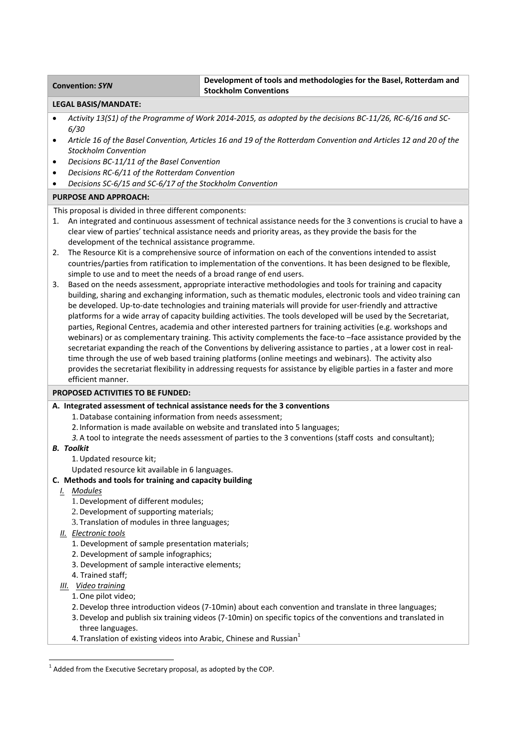| **Convention:** ***SYN*** | **Development of tools and methodologies for the Basel, Rotterdam and Stockholm Conventions** |
|---|---|

**LEGAL BASIS/MANDATE:**

- *Activity 13(S1) of the Programme of Work 2014-2015, as adopted by the decisions BC-11/26, RC-6/16 and SC-6/30*
- *Article 16 of the Basel Convention, Articles 16 and 19 of the Rotterdam Convention and Articles 12 and 20 of the Stockholm Convention*
- *Decisions BC-11/11 of the Basel Convention*
- *Decisions RC-6/11 of the Rotterdam Convention*
- *Decisions SC-6/15 and SC-6/17 of the Stockholm Convention*

**PURPOSE AND APPROACH:**

This proposal is divided in three different components:

1. An integrated and continuous assessment of technical assistance needs for the 3 conventions is crucial to have a clear view of parties' technical assistance needs and priority areas, as they provide the basis for the development of the technical assistance programme.
2. The Resource Kit is a comprehensive source of information on each of the conventions intended to assist countries/parties from ratification to implementation of the conventions. It has been designed to be flexible, simple to use and to meet the needs of a broad range of end users.
3. Based on the needs assessment, appropriate interactive methodologies and tools for training and capacity building, sharing and exchanging information, such as thematic modules, electronic tools and video training can be developed. Up-to-date technologies and training materials will provide for user-friendly and attractive platforms for a wide array of capacity building activities. The tools developed will be used by the Secretariat, parties, Regional Centres, academia and other interested partners for training activities (e.g. workshops and webinars) or as complementary training. This activity complements the face-to –face assistance provided by the secretariat expanding the reach of the Conventions by delivering assistance to parties , at a lower cost in real-time through the use of web based training platforms (online meetings and webinars). The activity also provides the secretariat flexibility in addressing requests for assistance by eligible parties in a faster and more efficient manner.

**PROPOSED ACTIVITIES TO BE FUNDED:**

**A. Integrated assessment of technical assistance needs for the 3 conventions**

1. Database containing information from needs assessment;
2. Information is made available on website and translated into 5 languages;
3. A tool to integrate the needs assessment of parties to the 3 conventions (staff costs and consultant);

***B. Toolkit***

1. Updated resource kit;

Updated resource kit available in 6 languages.

**C. Methods and tools for training and capacity building**

*I. Modules*

1. Development of different modules;
2. Development of supporting materials;
3. Translation of modules in three languages;

*II. Electronic tools*

1. Development of sample presentation materials;
2. Development of sample infographics;
3. Development of sample interactive elements;
4. Trained staff;

*III. Video training*

1. One pilot video;
2. Develop three introduction videos (7-10min) about each convention and translate in three languages;
3. Develop and publish six training videos (7-10min) on specific topics of the conventions and translated in three languages.
4. Translation of existing videos into Arabic, Chinese and Russian[1]

[1] Added from the Executive Secretary proposal, as adopted by the COP.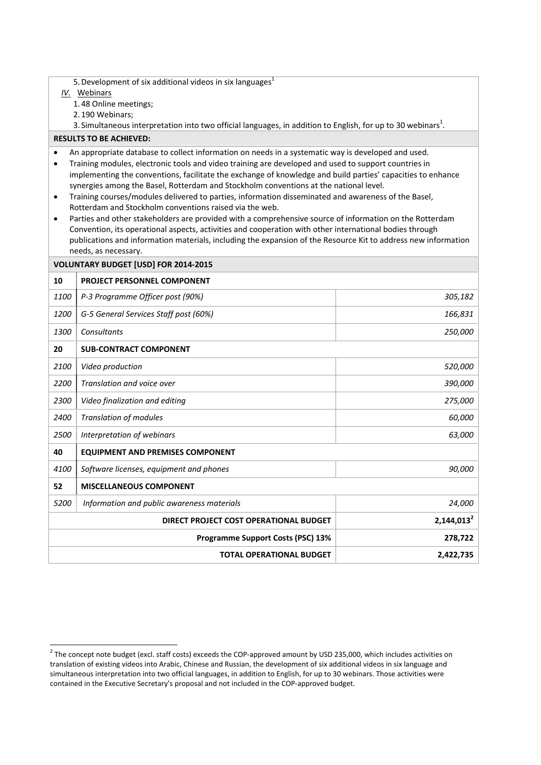5. Development of six additional videos in six languages[1]

*IV.* Webinars

1. 48 Online meetings;
2. 190 Webinars;
3. Simultaneous interpretation into two official languages, in addition to English, for up to 30 webinars[1].

**RESULTS TO BE ACHIEVED:**

- An appropriate database to collect information on needs in a systematic way is developed and used.
- Training modules, electronic tools and video training are developed and used to support countries in implementing the conventions, facilitate the exchange of knowledge and build parties' capacities to enhance synergies among the Basel, Rotterdam and Stockholm conventions at the national level.
- Training courses/modules delivered to parties, information disseminated and awareness of the Basel, Rotterdam and Stockholm conventions raised via the web.
- Parties and other stakeholders are provided with a comprehensive source of information on the Rotterdam Convention, its operational aspects, activities and cooperation with other international bodies through publications and information materials, including the expansion of the Resource Kit to address new information needs, as necessary.

**VOLUNTARY BUDGET [USD] FOR 2014-2015**

| | | |
|---|---|---|
| **10** | **PROJECT PERSONNEL COMPONENT** | |
| *1100* | *P-3 Programme Officer post (90%)* | *305,182* |
| *1200* | *G-5 General Services Staff post (60%)* | *166,831* |
| *1300* | *Consultants* | *250,000* |
| **20** | **SUB-CONTRACT COMPONENT** | |
| *2100* | *Video production* | *520,000* |
| *2200* | *Translation and voice over* | *390,000* |
| *2300* | *Video finalization and editing* | *275,000* |
| *2400* | *Translation of modules* | *60,000* |
| *2500* | *Interpretation of webinars* | *63,000* |
| **40** | **EQUIPMENT AND PREMISES COMPONENT** | |
| *4100* | *Software licenses, equipment and phones* | *90,000* |
| **52** | **MISCELLANEOUS COMPONENT** | |
| *5200* | *Information and public awareness materials* | *24,000* |
| | **DIRECT PROJECT COST OPERATIONAL BUDGET** | **2,144,013[2]** |
| | **Programme Support Costs (PSC) 13%** | **278,722** |
| | **TOTAL OPERATIONAL BUDGET** | **2,422,735** |

[2] The concept note budget (excl. staff costs) exceeds the COP-approved amount by USD 235,000, which includes activities on translation of existing videos into Arabic, Chinese and Russian, the development of six additional videos in six language and simultaneous interpretation into two official languages, in addition to English, for up to 30 webinars. Those activities were contained in the Executive Secretary's proposal and not included in the COP-approved budget.